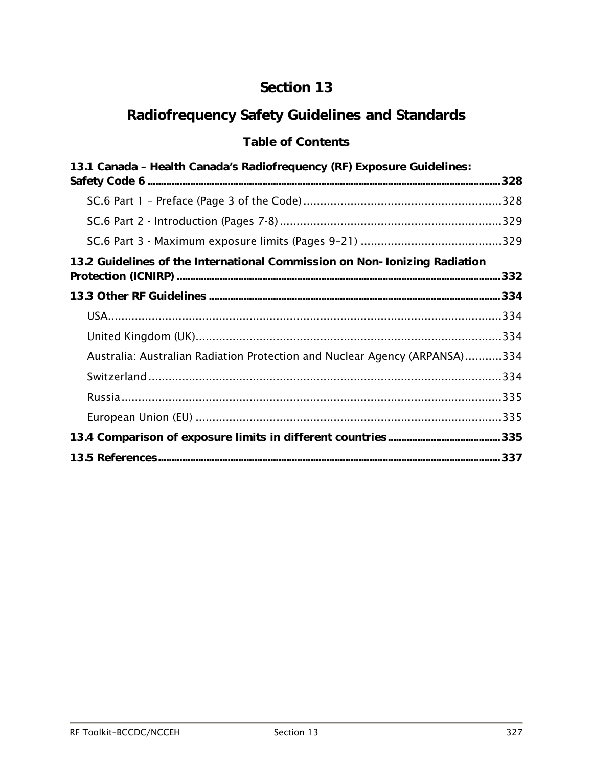# Section 13

# Radiofrequency Safety Guidelines and Standards

## Table of Contents

**13.1 Canada – Health Canada's Radiofrequency (RF) Exposure Guidelines: Safety Code 6** ..... 328

- SC.6 Part 1 – Preface (Page 3 of the Code) ..... 328
- SC.6 Part 2 - Introduction (Pages 7-8) ..... 329
- SC.6 Part 3 - Maximum exposure limits (Pages 9–21) ..... 329

**13.2 Guidelines of the International Commission on Non- Ionizing Radiation Protection (ICNIRP)** ..... 332

**13.3 Other RF Guidelines** ..... 334

- USA ..... 334
- United Kingdom (UK) ..... 334
- Australia: Australian Radiation Protection and Nuclear Agency (ARPANSA) ..... 334
- Switzerland ..... 334
- Russia ..... 335
- European Union (EU) ..... 335

**13.4 Comparison of exposure limits in different countries** ..... 335

**13.5 References** ..... 337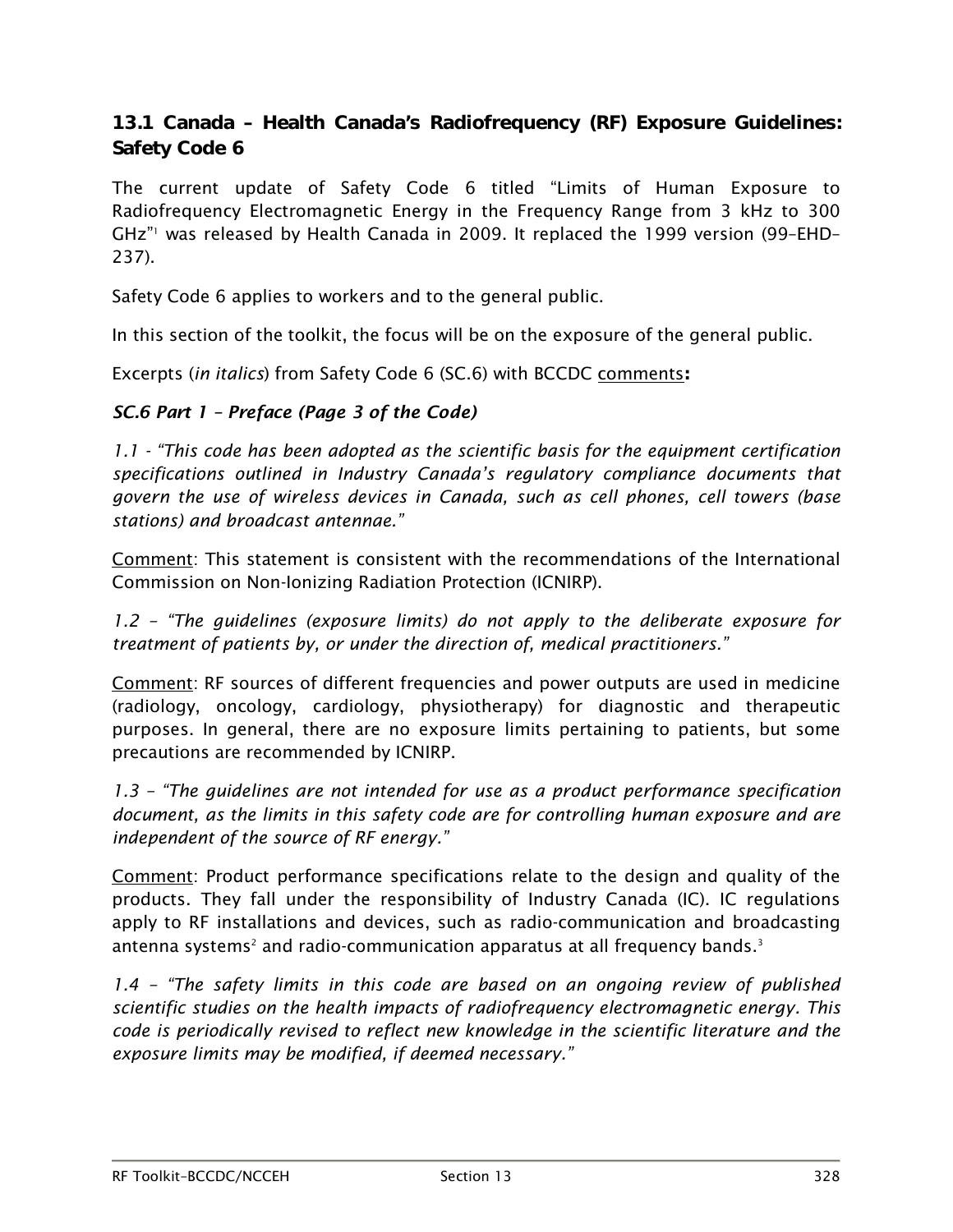## 13.1 Canada – Health Canada's Radiofrequency (RF) Exposure Guidelines: Safety Code 6

The current update of Safety Code 6 titled "Limits of Human Exposure to Radiofrequency Electromagnetic Energy in the Frequency Range from 3 kHz to 300 GHz"[1] was released by Health Canada in 2009. It replaced the 1999 version (99–EHD–237).

Safety Code 6 applies to workers and to the general public.

In this section of the toolkit, the focus will be on the exposure of the general public.

Excerpts (*in italics*) from Safety Code 6 (SC.6) with BCCDC comments**:**

### *SC.6 Part 1 – Preface (Page 3 of the Code)*

*1.1 - "This code has been adopted as the scientific basis for the equipment certification specifications outlined in Industry Canada's regulatory compliance documents that govern the use of wireless devices in Canada, such as cell phones, cell towers (base stations) and broadcast antennae."*

Comment: This statement is consistent with the recommendations of the International Commission on Non-Ionizing Radiation Protection (ICNIRP).

*1.2 – "The guidelines (exposure limits) do not apply to the deliberate exposure for treatment of patients by, or under the direction of, medical practitioners."*

Comment: RF sources of different frequencies and power outputs are used in medicine (radiology, oncology, cardiology, physiotherapy) for diagnostic and therapeutic purposes. In general, there are no exposure limits pertaining to patients, but some precautions are recommended by ICNIRP.

*1.3 – "The guidelines are not intended for use as a product performance specification document, as the limits in this safety code are for controlling human exposure and are independent of the source of RF energy."*

Comment: Product performance specifications relate to the design and quality of the products. They fall under the responsibility of Industry Canada (IC). IC regulations apply to RF installations and devices, such as radio-communication and broadcasting antenna systems[2] and radio-communication apparatus at all frequency bands.[3]

*1.4 – "The safety limits in this code are based on an ongoing review of published scientific studies on the health impacts of radiofrequency electromagnetic energy. This code is periodically revised to reflect new knowledge in the scientific literature and the exposure limits may be modified, if deemed necessary."*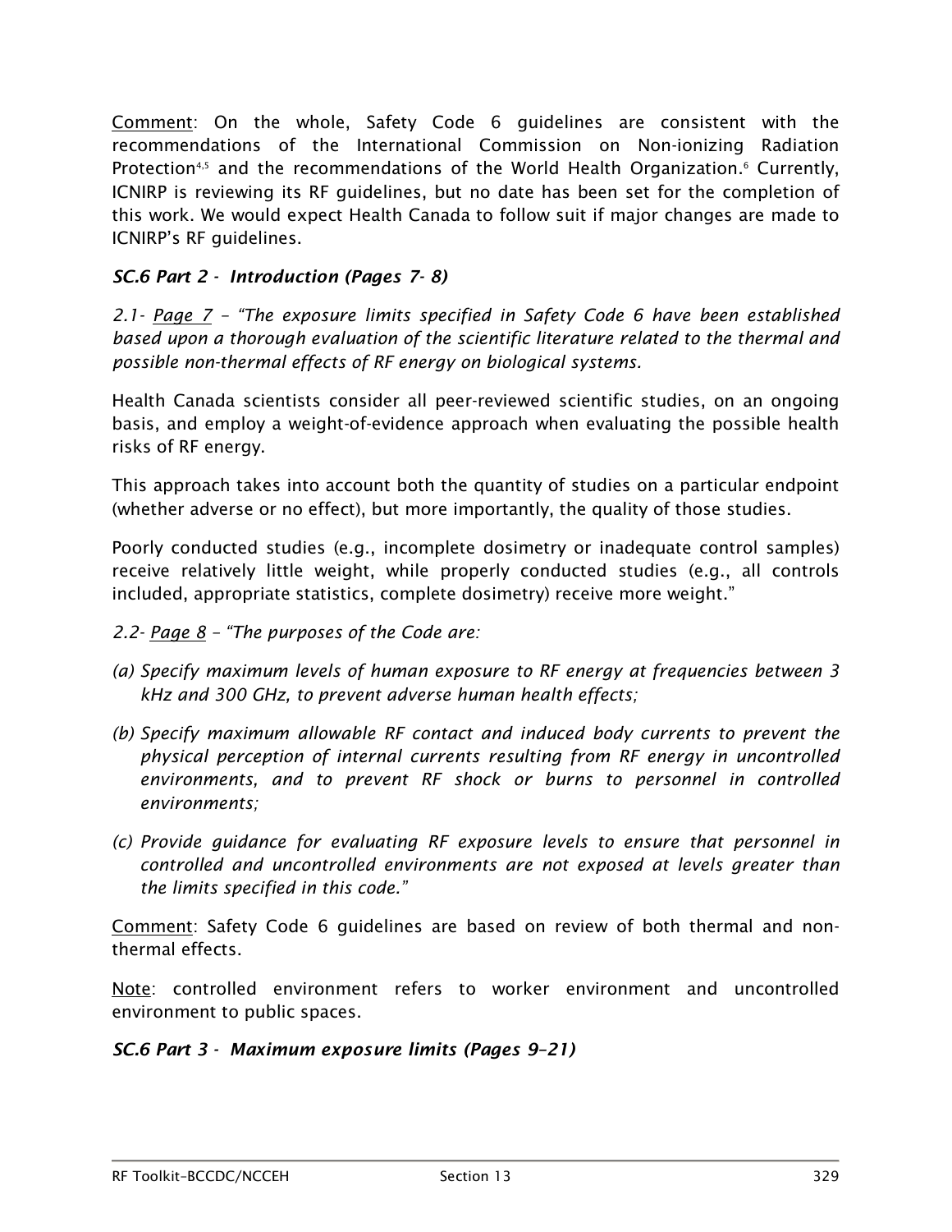Comment: On the whole, Safety Code 6 guidelines are consistent with the recommendations of the International Commission on Non-ionizing Radiation Protection[4,5] and the recommendations of the World Health Organization.[6] Currently, ICNIRP is reviewing its RF guidelines, but no date has been set for the completion of this work. We would expect Health Canada to follow suit if major changes are made to ICNIRP's RF guidelines.

### *SC.6 Part 2 - Introduction (Pages 7- 8)*

*2.1- Page 7 – "The exposure limits specified in Safety Code 6 have been established based upon a thorough evaluation of the scientific literature related to the thermal and possible non-thermal effects of RF energy on biological systems.*

Health Canada scientists consider all peer-reviewed scientific studies, on an ongoing basis, and employ a weight-of-evidence approach when evaluating the possible health risks of RF energy.

This approach takes into account both the quantity of studies on a particular endpoint (whether adverse or no effect), but more importantly, the quality of those studies.

Poorly conducted studies (e.g., incomplete dosimetry or inadequate control samples) receive relatively little weight, while properly conducted studies (e.g., all controls included, appropriate statistics, complete dosimetry) receive more weight."

*2.2- Page 8 – "The purposes of the Code are:*

*(a) Specify maximum levels of human exposure to RF energy at frequencies between 3 kHz and 300 GHz, to prevent adverse human health effects;*

*(b) Specify maximum allowable RF contact and induced body currents to prevent the physical perception of internal currents resulting from RF energy in uncontrolled environments, and to prevent RF shock or burns to personnel in controlled environments;*

*(c) Provide guidance for evaluating RF exposure levels to ensure that personnel in controlled and uncontrolled environments are not exposed at levels greater than the limits specified in this code."*

Comment: Safety Code 6 guidelines are based on review of both thermal and non-thermal effects.

Note: controlled environment refers to worker environment and uncontrolled environment to public spaces.

### *SC.6 Part 3 - Maximum exposure limits (Pages 9–21)*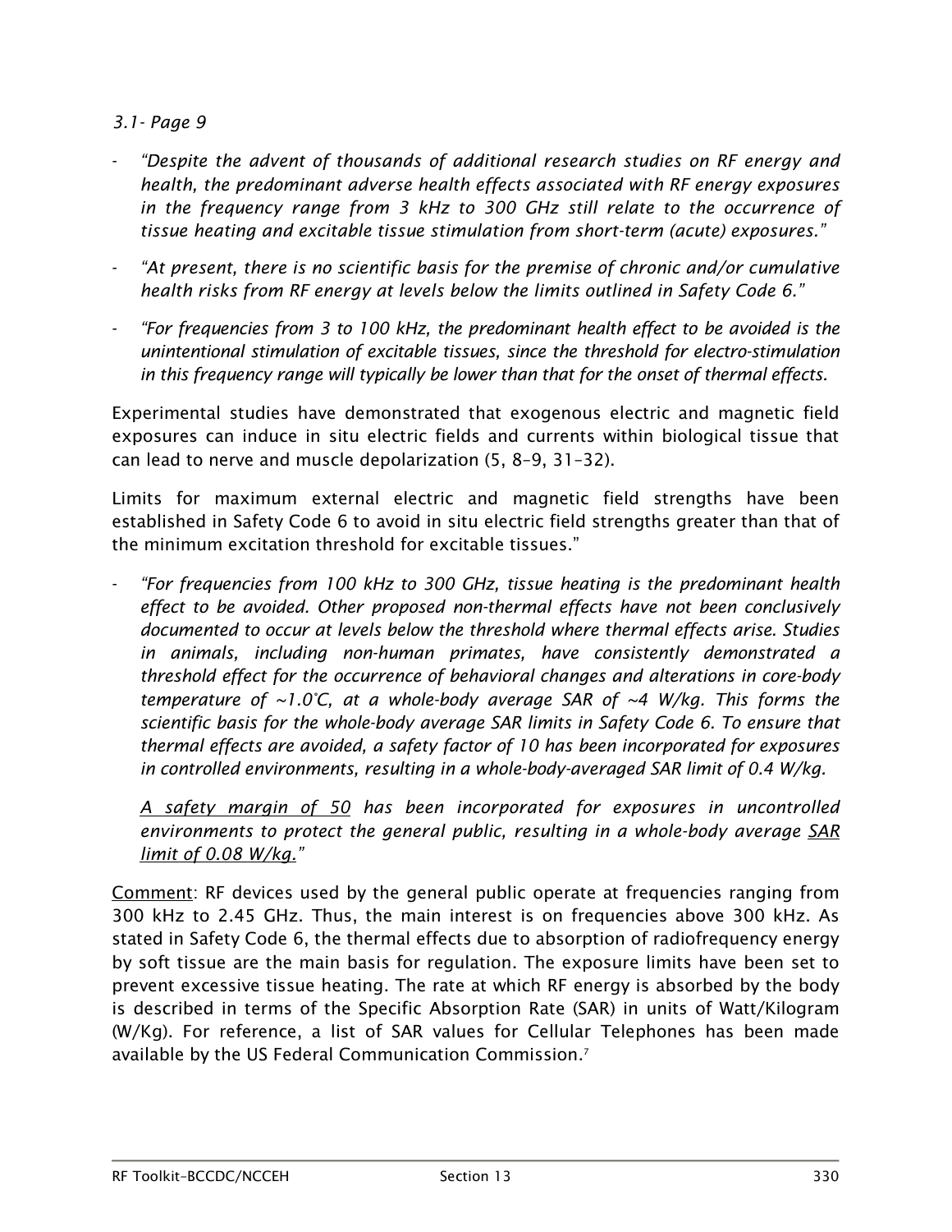*3.1- Page 9*

- *"Despite the advent of thousands of additional research studies on RF energy and health, the predominant adverse health effects associated with RF energy exposures in the frequency range from 3 kHz to 300 GHz still relate to the occurrence of tissue heating and excitable tissue stimulation from short-term (acute) exposures."*
- *"At present, there is no scientific basis for the premise of chronic and/or cumulative health risks from RF energy at levels below the limits outlined in Safety Code 6."*
- *"For frequencies from 3 to 100 kHz, the predominant health effect to be avoided is the unintentional stimulation of excitable tissues, since the threshold for electro-stimulation in this frequency range will typically be lower than that for the onset of thermal effects.*

Experimental studies have demonstrated that exogenous electric and magnetic field exposures can induce in situ electric fields and currents within biological tissue that can lead to nerve and muscle depolarization (5, 8–9, 31–32).

Limits for maximum external electric and magnetic field strengths have been established in Safety Code 6 to avoid in situ electric field strengths greater than that of the minimum excitation threshold for excitable tissues."

- *"For frequencies from 100 kHz to 300 GHz, tissue heating is the predominant health effect to be avoided. Other proposed non-thermal effects have not been conclusively documented to occur at levels below the threshold where thermal effects arise. Studies in animals, including non-human primates, have consistently demonstrated a threshold effect for the occurrence of behavioral changes and alterations in core-body temperature of ~1.0°C, at a whole-body average SAR of ~4 W/kg. This forms the scientific basis for the whole-body average SAR limits in Safety Code 6. To ensure that thermal effects are avoided, a safety factor of 10 has been incorporated for exposures in controlled environments, resulting in a whole-body-averaged SAR limit of 0.4 W/kg.*

  *<u>A safety margin of 50</u> has been incorporated for exposures in uncontrolled environments to protect the general public, resulting in a whole-body average <u>SAR limit of 0.08 W/kg.</u>"*

<u>Comment</u>: RF devices used by the general public operate at frequencies ranging from 300 kHz to 2.45 GHz. Thus, the main interest is on frequencies above 300 kHz. As stated in Safety Code 6, the thermal effects due to absorption of radiofrequency energy by soft tissue are the main basis for regulation. The exposure limits have been set to prevent excessive tissue heating. The rate at which RF energy is absorbed by the body is described in terms of the Specific Absorption Rate (SAR) in units of Watt/Kilogram (W/Kg). For reference, a list of SAR values for Cellular Telephones has been made available by the US Federal Communication Commission.[7]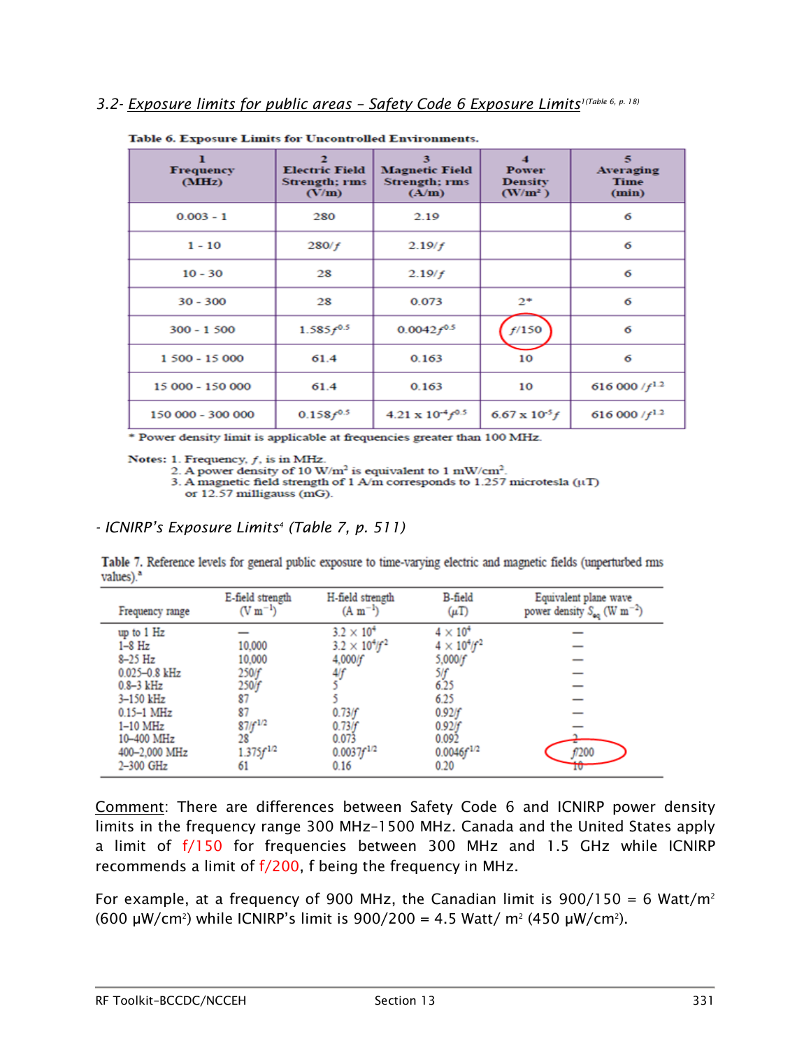### 3.2- *Exposure limits for public areas – Safety Code 6 Exposure Limits*[1(Table 6, p. 18)]

**Table 6. Exposure Limits for Uncontrolled Environments.**

| 1 Frequency (MHz) | 2 Electric Field Strength; rms (V/m) | 3 Magnetic Field Strength; rms (A/m) | 4 Power Density (W/m²) | 5 Averaging Time (min) |
|---|---|---|---|---|
| 0.003 - 1 | 280 | 2.19 | | 6 |
| 1 - 10 | $280/f$ | $2.19/f$ | | 6 |
| 10 - 30 | 28 | $2.19/f$ | | 6 |
| 30 - 300 | 28 | 0.073 | 2* | 6 |
| 300 - 1 500 | $1.585f^{0.5}$ | $0.0042f^{0.5}$ | $f/150$ | 6 |
| 1 500 - 15 000 | 61.4 | 0.163 | 10 | 6 |
| 15 000 - 150 000 | 61.4 | 0.163 | 10 | $616\,000/f^{1.2}$ |
| 150 000 - 300 000 | $0.158f^{0.5}$ | $4.21 \times 10^{-4}f^{0.5}$ | $6.67 \times 10^{-5}f$ | $616\,000/f^{1.2}$ |

\* Power density limit is applicable at frequencies greater than 100 MHz.

Notes: 1. Frequency, $f$, is in MHz.
2. A power density of 10 W/m² is equivalent to 1 mW/cm².
3. A magnetic field strength of 1 A/m corresponds to 1.257 microtesla (µT) or 12.57 milligauss (mG).

- *ICNIRP's Exposure Limits*[4] *(Table 7, p. 511)*

Table 7. Reference levels for general public exposure to time-varying electric and magnetic fields (unperturbed rms values).[a]

| Frequency range | E-field strength (V m⁻¹) | H-field strength (A m⁻¹) | B-field (µT) | Equivalent plane wave power density $S_{eq}$ (W m⁻²) |
|---|---|---|---|---|
| up to 1 Hz | — | $3.2 \times 10^4$ | $4 \times 10^4$ | — |
| 1–8 Hz | 10,000 | $3.2 \times 10^4/f^2$ | $4 \times 10^4/f^2$ | — |
| 8–25 Hz | 10,000 | $4{,}000/f$ | $5{,}000/f$ | — |
| 0.025–0.8 kHz | $250/f$ | $4/f$ | $5/f$ | — |
| 0.8–3 kHz | $250/f$ | 5 | 6.25 | — |
| 3–150 kHz | 87 | 5 | 6.25 | — |
| 0.15–1 MHz | 87 | $0.73/f$ | $0.92/f$ | — |
| 1–10 MHz | $87/f^{1/2}$ | $0.73/f$ | $0.92/f$ | — |
| 10–400 MHz | 28 | 0.073 | 0.092 | 2 |
| 400–2,000 MHz | $1.375f^{1/2}$ | $0.0037f^{1/2}$ | $0.0046f^{1/2}$ | $f/200$ |
| 2–300 GHz | 61 | 0.16 | 0.20 | 10 |

Comment: There are differences between Safety Code 6 and ICNIRP power density limits in the frequency range 300 MHz-1500 MHz. Canada and the United States apply a limit of $f/150$ for frequencies between 300 MHz and 1.5 GHz while ICNIRP recommends a limit of $f/200$, f being the frequency in MHz.

For example, at a frequency of 900 MHz, the Canadian limit is 900/150 = 6 Watt/m² (600 µW/cm²) while ICNIRP's limit is 900/200 = 4.5 Watt/ m² (450 µW/cm²).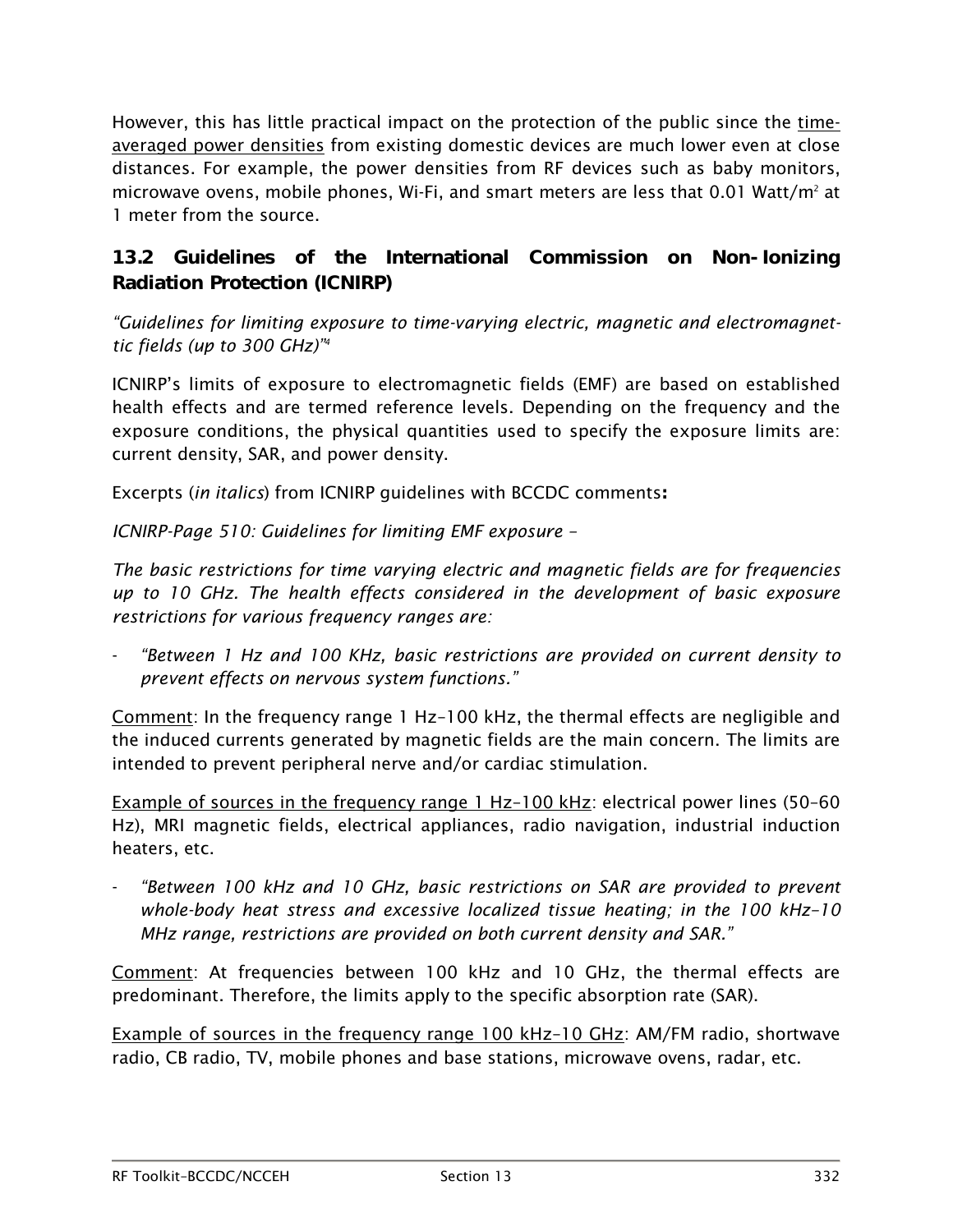However, this has little practical impact on the protection of the public since the <u>time-averaged power densities</u> from existing domestic devices are much lower even at close distances. For example, the power densities from RF devices such as baby monitors, microwave ovens, mobile phones, Wi-Fi, and smart meters are less that 0.01 Watt/$m^2$ at 1 meter from the source.

## 13.2 Guidelines of the International Commission on Non-Ionizing Radiation Protection (ICNIRP)

*"Guidelines for limiting exposure to time-varying electric, magnetic and electromagnettic fields (up to 300 GHz)"*[4]

ICNIRP's limits of exposure to electromagnetic fields (EMF) are based on established health effects and are termed reference levels. Depending on the frequency and the exposure conditions, the physical quantities used to specify the exposure limits are: current density, SAR, and power density.

Excerpts (*in italics*) from ICNIRP guidelines with BCCDC comments**:**

*ICNIRP-Page 510: Guidelines for limiting EMF exposure –*

*The basic restrictions for time varying electric and magnetic fields are for frequencies up to 10 GHz. The health effects considered in the development of basic exposure restrictions for various frequency ranges are:*

- *"Between 1 Hz and 100 KHz, basic restrictions are provided on current density to prevent effects on nervous system functions."*

<u>Comment</u>: In the frequency range 1 Hz–100 kHz, the thermal effects are negligible and the induced currents generated by magnetic fields are the main concern. The limits are intended to prevent peripheral nerve and/or cardiac stimulation.

<u>Example of sources in the frequency range 1 Hz–100 kHz</u>: electrical power lines (50–60 Hz), MRI magnetic fields, electrical appliances, radio navigation, industrial induction heaters, etc.

- *"Between 100 kHz and 10 GHz, basic restrictions on SAR are provided to prevent whole-body heat stress and excessive localized tissue heating; in the 100 kHz–10 MHz range, restrictions are provided on both current density and SAR."*

<u>Comment</u>: At frequencies between 100 kHz and 10 GHz, the thermal effects are predominant. Therefore, the limits apply to the specific absorption rate (SAR).

<u>Example of sources in the frequency range 100 kHz–10 GHz</u>: AM/FM radio, shortwave radio, CB radio, TV, mobile phones and base stations, microwave ovens, radar, etc.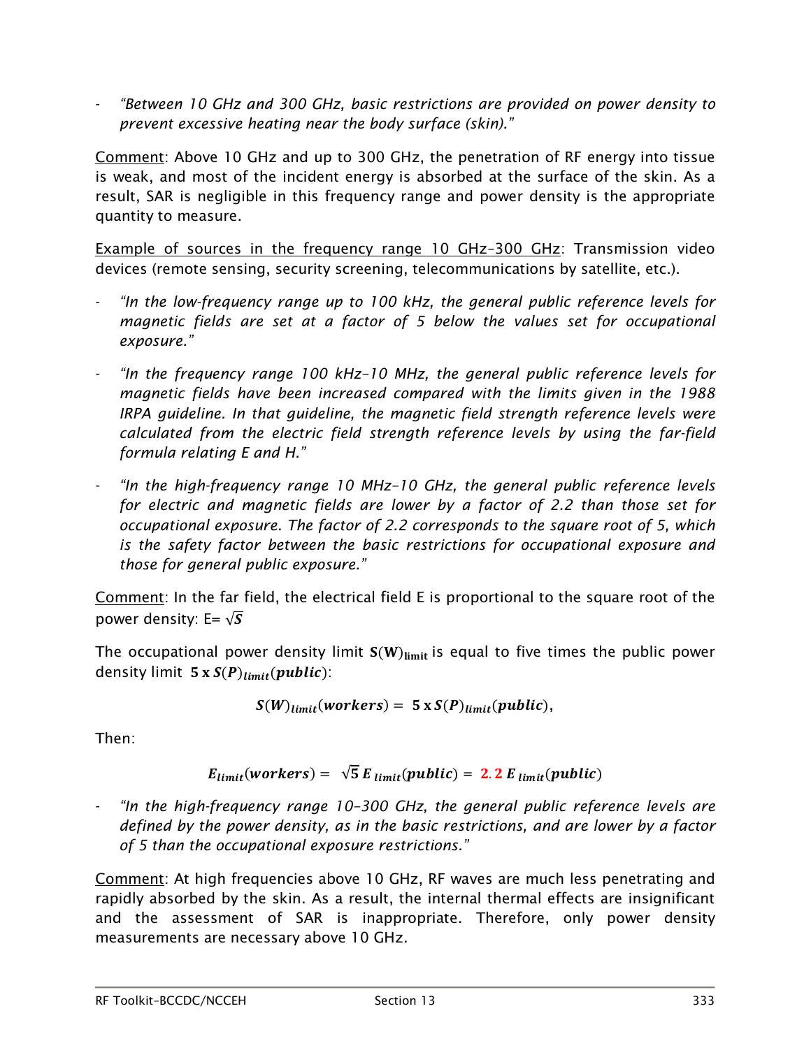- *"Between 10 GHz and 300 GHz, basic restrictions are provided on power density to prevent excessive heating near the body surface (skin)."*

Comment: Above 10 GHz and up to 300 GHz, the penetration of RF energy into tissue is weak, and most of the incident energy is absorbed at the surface of the skin. As a result, SAR is negligible in this frequency range and power density is the appropriate quantity to measure.

Example of sources in the frequency range 10 GHz–300 GHz: Transmission video devices (remote sensing, security screening, telecommunications by satellite, etc.).

- *"In the low-frequency range up to 100 kHz, the general public reference levels for magnetic fields are set at a factor of 5 below the values set for occupational exposure."*

- *"In the frequency range 100 kHz–10 MHz, the general public reference levels for magnetic fields have been increased compared with the limits given in the 1988 IRPA guideline. In that guideline, the magnetic field strength reference levels were calculated from the electric field strength reference levels by using the far-field formula relating E and H."*

- *"In the high-frequency range 10 MHz–10 GHz, the general public reference levels for electric and magnetic fields are lower by a factor of 2.2 than those set for occupational exposure. The factor of 2.2 corresponds to the square root of 5, which is the safety factor between the basic restrictions for occupational exposure and those for general public exposure."*

Comment: In the far field, the electrical field E is proportional to the square root of the power density: E= $\sqrt{S}$

The occupational power density limit $\mathbf{S(W)_{limit}}$ is equal to five times the public power density limit $\mathbf{5 \times S(P)_{limit}(public)}$:

$$\boldsymbol{S(W)_{limit}(workers) = 5 \times S(P)_{limit}(public)},$$

Then:

$$\boldsymbol{E_{limit}(workers) = \sqrt{5}\, E_{limit}(public) = 2.2\, E_{limit}(public)}$$

- *"In the high-frequency range 10–300 GHz, the general public reference levels are defined by the power density, as in the basic restrictions, and are lower by a factor of 5 than the occupational exposure restrictions."*

Comment: At high frequencies above 10 GHz, RF waves are much less penetrating and rapidly absorbed by the skin. As a result, the internal thermal effects are insignificant and the assessment of SAR is inappropriate. Therefore, only power density measurements are necessary above 10 GHz.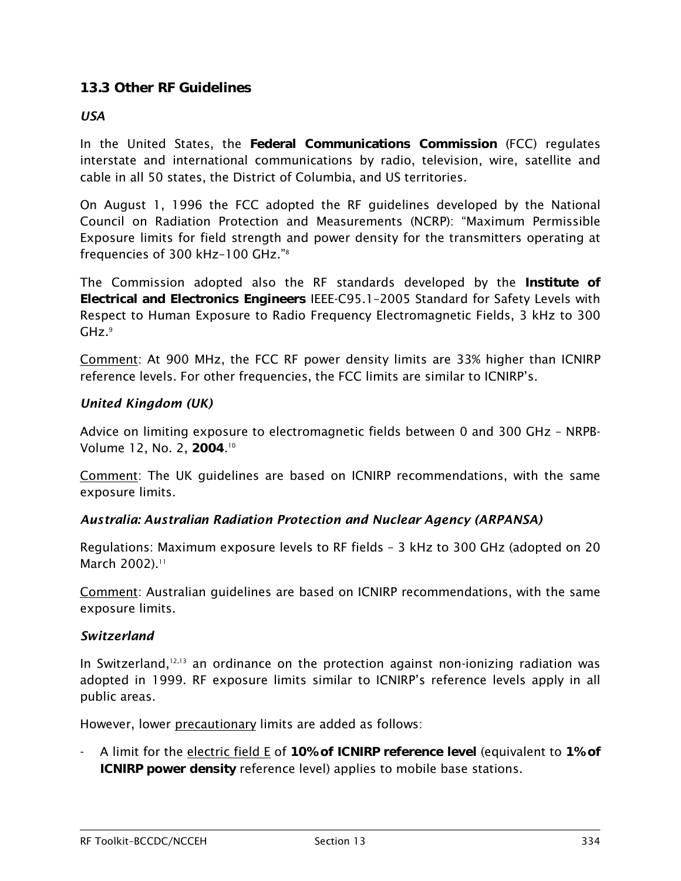### 13.3 Other RF Guidelines

*USA*

In the United States, the **Federal Communications Commission** (FCC) regulates interstate and international communications by radio, television, wire, satellite and cable in all 50 states, the District of Columbia, and US territories.

On August 1, 1996 the FCC adopted the RF guidelines developed by the National Council on Radiation Protection and Measurements (NCRP): "Maximum Permissible Exposure limits for field strength and power density for the transmitters operating at frequencies of 300 kHz–100 GHz."[8]

The Commission adopted also the RF standards developed by the **Institute of Electrical and Electronics Engineers** IEEE-C95.1–2005 Standard for Safety Levels with Respect to Human Exposure to Radio Frequency Electromagnetic Fields, 3 kHz to 300 GHz.[9]

Comment: At 900 MHz, the FCC RF power density limits are 33% higher than ICNIRP reference levels. For other frequencies, the FCC limits are similar to ICNIRP's.

*United Kingdom (UK)*

Advice on limiting exposure to electromagnetic fields between 0 and 300 GHz – NRPB-Volume 12, No. 2, **2004**.[10]

Comment: The UK guidelines are based on ICNIRP recommendations, with the same exposure limits.

*Australia: Australian Radiation Protection and Nuclear Agency (ARPANSA)*

Regulations: Maximum exposure levels to RF fields – 3 kHz to 300 GHz (adopted on 20 March 2002).[11]

Comment: Australian guidelines are based on ICNIRP recommendations, with the same exposure limits.

*Switzerland*

In Switzerland,[12,13] an ordinance on the protection against non-ionizing radiation was adopted in 1999. RF exposure limits similar to ICNIRP's reference levels apply in all public areas.

However, lower precautionary limits are added as follows:

- A limit for the electric field E of **10% of ICNIRP reference level** (equivalent to **1% of ICNIRP power density** reference level) applies to mobile base stations.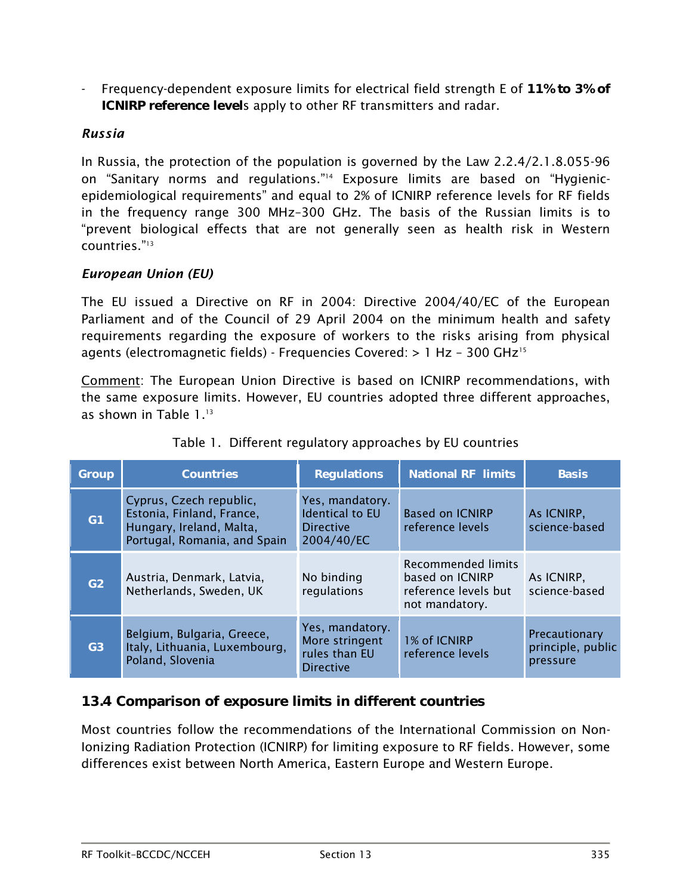- Frequency-dependent exposure limits for electrical field strength E of **11% to 3% of ICNIRP reference level**s apply to other RF transmitters and radar.

***Russia***

In Russia, the protection of the population is governed by the Law 2.2.4/2.1.8.055-96 on "Sanitary norms and regulations."[14] Exposure limits are based on "Hygienic-epidemiological requirements" and equal to 2% of ICNIRP reference levels for RF fields in the frequency range 300 MHz–300 GHz. The basis of the Russian limits is to "prevent biological effects that are not generally seen as health risk in Western countries."[13]

***European Union (EU)***

The EU issued a Directive on RF in 2004: Directive 2004/40/EC of the European Parliament and of the Council of 29 April 2004 on the minimum health and safety requirements regarding the exposure of workers to the risks arising from physical agents (electromagnetic fields) - Frequencies Covered: > 1 Hz – 300 GHz[15]

Comment: The European Union Directive is based on ICNIRP recommendations, with the same exposure limits. However, EU countries adopted three different approaches, as shown in Table 1.[13]

Table 1. Different regulatory approaches by EU countries

| Group | Countries | Regulations | National RF limits | Basis |
|---|---|---|---|---|
| G1 | Cyprus, Czech republic, Estonia, Finland, France, Hungary, Ireland, Malta, Portugal, Romania, and Spain | Yes, mandatory. Identical to EU Directive 2004/40/EC | Based on ICNIRP reference levels | As ICNIRP, science-based |
| G2 | Austria, Denmark, Latvia, Netherlands, Sweden, UK | No binding regulations | Recommended limits based on ICNIRP reference levels but not mandatory. | As ICNIRP, science-based |
| G3 | Belgium, Bulgaria, Greece, Italy, Lithuania, Luxembourg, Poland, Slovenia | Yes, mandatory. More stringent rules than EU Directive | 1% of ICNIRP reference levels | Precautionary principle, public pressure |

## 13.4 Comparison of exposure limits in different countries

Most countries follow the recommendations of the International Commission on Non-Ionizing Radiation Protection (ICNIRP) for limiting exposure to RF fields. However, some differences exist between North America, Eastern Europe and Western Europe.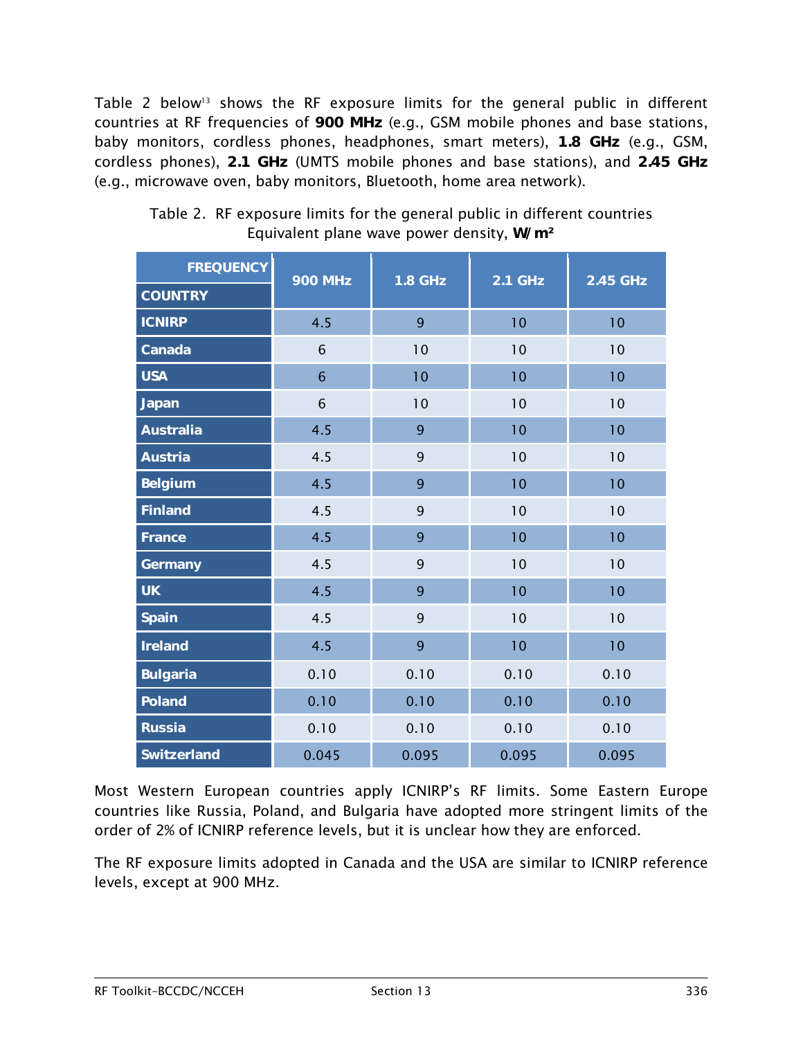Table 2 below[13] shows the RF exposure limits for the general public in different countries at RF frequencies of **900 MHz** (e.g., GSM mobile phones and base stations, baby monitors, cordless phones, headphones, smart meters), **1.8 GHz** (e.g., GSM, cordless phones), **2.1 GHz** (UMTS mobile phones and base stations), and **2.45 GHz** (e.g., microwave oven, baby monitors, Bluetooth, home area network).

Table 2. RF exposure limits for the general public in different countries
Equivalent plane wave power density, **W/m²**

| FREQUENCY / COUNTRY | 900 MHz | 1.8 GHz | 2.1 GHz | 2.45 GHz |
|---|---|---|---|---|
| **ICNIRP** | 4.5 | 9 | 10 | 10 |
| **Canada** | 6 | 10 | 10 | 10 |
| **USA** | 6 | 10 | 10 | 10 |
| **Japan** | 6 | 10 | 10 | 10 |
| **Australia** | 4.5 | 9 | 10 | 10 |
| **Austria** | 4.5 | 9 | 10 | 10 |
| **Belgium** | 4.5 | 9 | 10 | 10 |
| **Finland** | 4.5 | 9 | 10 | 10 |
| **France** | 4.5 | 9 | 10 | 10 |
| **Germany** | 4.5 | 9 | 10 | 10 |
| **UK** | 4.5 | 9 | 10 | 10 |
| **Spain** | 4.5 | 9 | 10 | 10 |
| **Ireland** | 4.5 | 9 | 10 | 10 |
| **Bulgaria** | 0.10 | 0.10 | 0.10 | 0.10 |
| **Poland** | 0.10 | 0.10 | 0.10 | 0.10 |
| **Russia** | 0.10 | 0.10 | 0.10 | 0.10 |
| **Switzerland** | 0.045 | 0.095 | 0.095 | 0.095 |

Most Western European countries apply ICNIRP's RF limits. Some Eastern Europe countries like Russia, Poland, and Bulgaria have adopted more stringent limits of the order of 2% of ICNIRP reference levels, but it is unclear how they are enforced.

The RF exposure limits adopted in Canada and the USA are similar to ICNIRP reference levels, except at 900 MHz.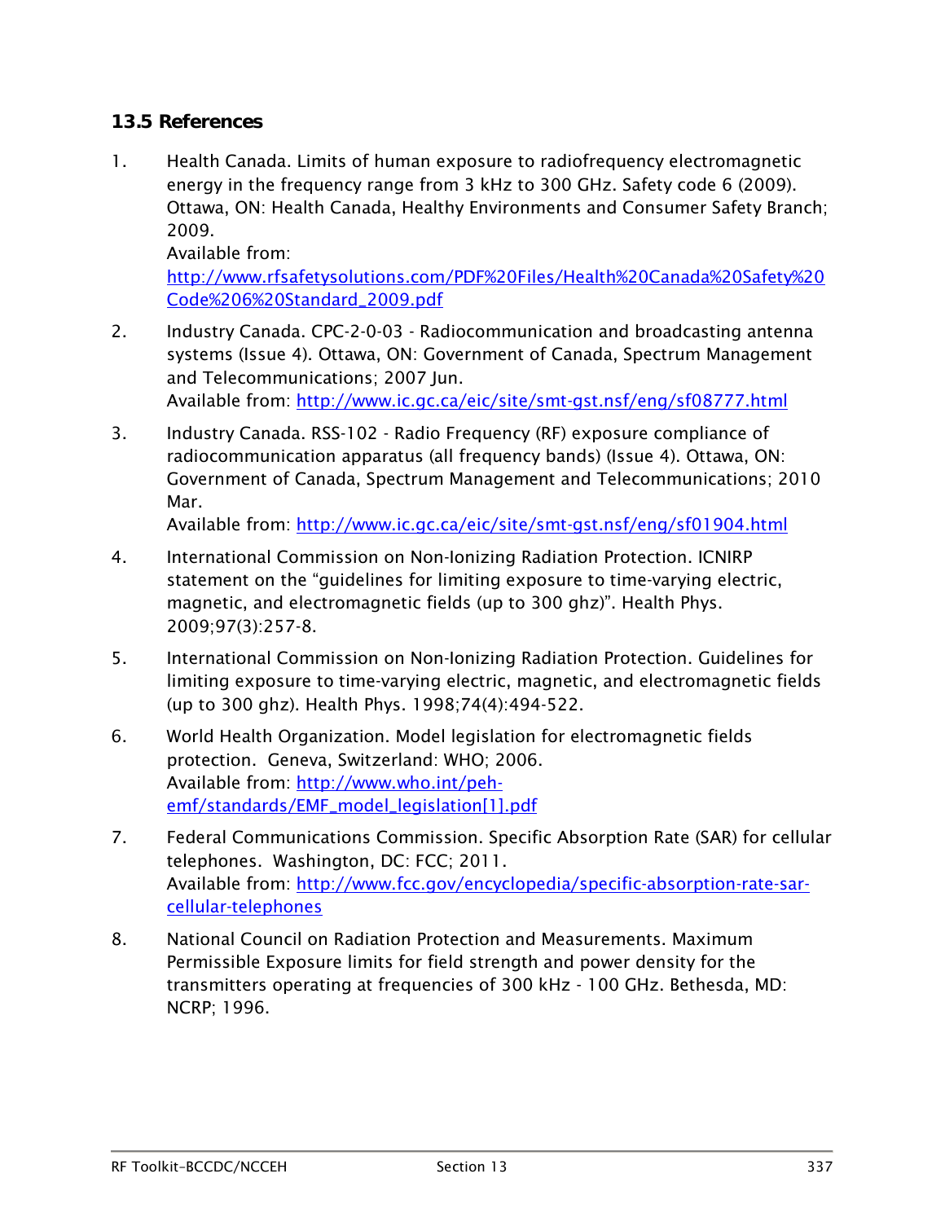### 13.5 References

1. Health Canada. Limits of human exposure to radiofrequency electromagnetic energy in the frequency range from 3 kHz to 300 GHz. Safety code 6 (2009). Ottawa, ON: Health Canada, Healthy Environments and Consumer Safety Branch; 2009.
   Available from: http://www.rfsafetysolutions.com/PDF%20Files/Health%20Canada%20Safety%20Code%206%20Standard_2009.pdf

2. Industry Canada. CPC-2-0-03 - Radiocommunication and broadcasting antenna systems (Issue 4). Ottawa, ON: Government of Canada, Spectrum Management and Telecommunications; 2007 Jun.
   Available from: http://www.ic.gc.ca/eic/site/smt-gst.nsf/eng/sf08777.html

3. Industry Canada. RSS-102 - Radio Frequency (RF) exposure compliance of radiocommunication apparatus (all frequency bands) (Issue 4). Ottawa, ON: Government of Canada, Spectrum Management and Telecommunications; 2010 Mar.
   Available from: http://www.ic.gc.ca/eic/site/smt-gst.nsf/eng/sf01904.html

4. International Commission on Non-Ionizing Radiation Protection. ICNIRP statement on the "guidelines for limiting exposure to time-varying electric, magnetic, and electromagnetic fields (up to 300 ghz)". Health Phys. 2009;97(3):257-8.

5. International Commission on Non-Ionizing Radiation Protection. Guidelines for limiting exposure to time-varying electric, magnetic, and electromagnetic fields (up to 300 ghz). Health Phys. 1998;74(4):494-522.

6. World Health Organization. Model legislation for electromagnetic fields protection. Geneva, Switzerland: WHO; 2006.
   Available from: http://www.who.int/peh-emf/standards/EMF_model_legislation[1].pdf

7. Federal Communications Commission. Specific Absorption Rate (SAR) for cellular telephones. Washington, DC: FCC; 2011.
   Available from: http://www.fcc.gov/encyclopedia/specific-absorption-rate-sar-cellular-telephones

8. National Council on Radiation Protection and Measurements. Maximum Permissible Exposure limits for field strength and power density for the transmitters operating at frequencies of 300 kHz - 100 GHz. Bethesda, MD: NCRP; 1996.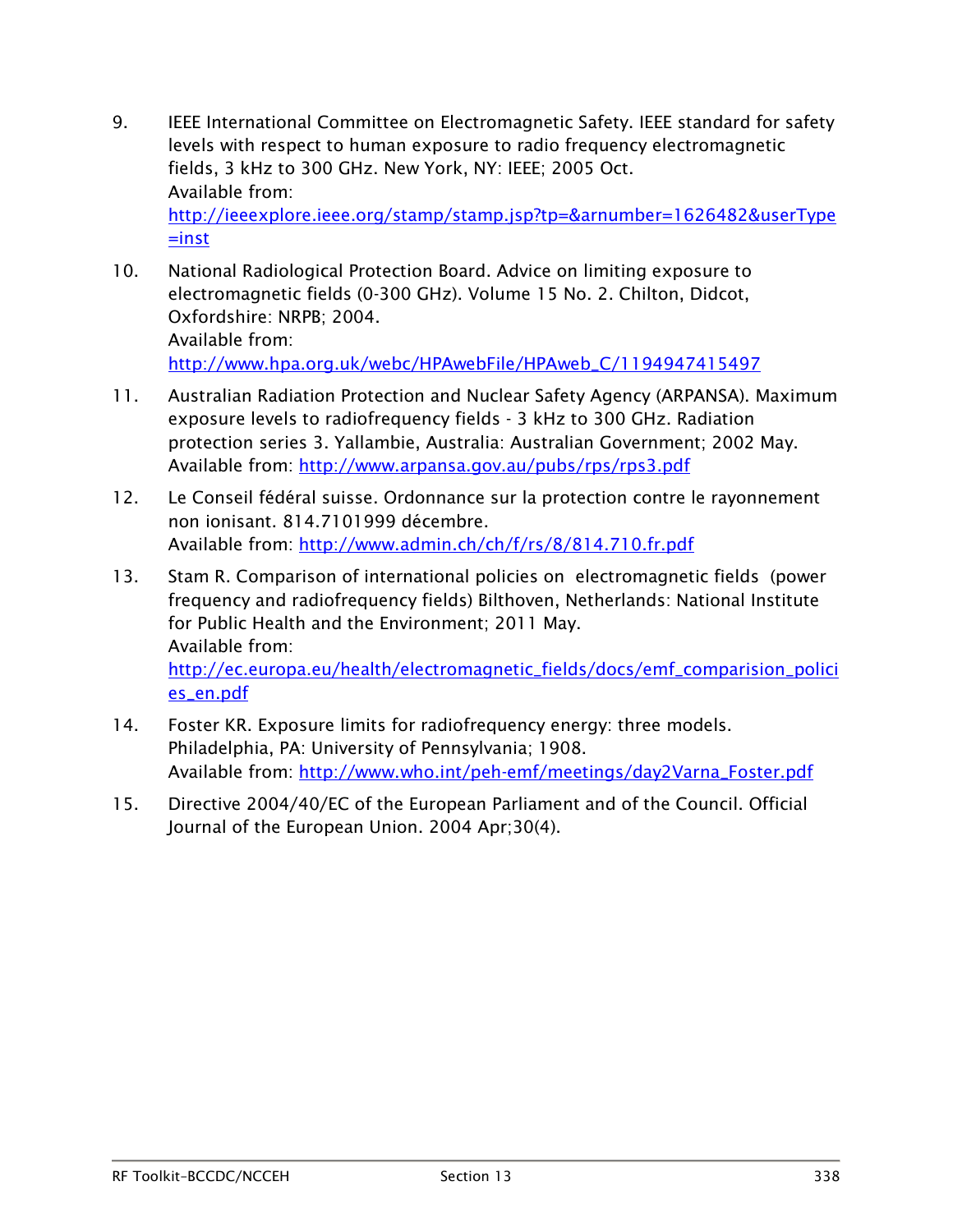9. IEEE International Committee on Electromagnetic Safety. IEEE standard for safety levels with respect to human exposure to radio frequency electromagnetic fields, 3 kHz to 300 GHz. New York, NY: IEEE; 2005 Oct.
   Available from:
   http://ieeexplore.ieee.org/stamp/stamp.jsp?tp=&arnumber=1626482&userType=inst

10. National Radiological Protection Board. Advice on limiting exposure to electromagnetic fields (0-300 GHz). Volume 15 No. 2. Chilton, Didcot, Oxfordshire: NRPB; 2004.
    Available from:
    http://www.hpa.org.uk/webc/HPAwebFile/HPAweb_C/1194947415497

11. Australian Radiation Protection and Nuclear Safety Agency (ARPANSA). Maximum exposure levels to radiofrequency fields - 3 kHz to 300 GHz. Radiation protection series 3. Yallambie, Australia: Australian Government; 2002 May.
    Available from: http://www.arpansa.gov.au/pubs/rps/rps3.pdf

12. Le Conseil fédéral suisse. Ordonnance sur la protection contre le rayonnement non ionisant. 814.7101999 décembre.
    Available from: http://www.admin.ch/ch/f/rs/8/814.710.fr.pdf

13. Stam R. Comparison of international policies on electromagnetic fields (power frequency and radiofrequency fields) Bilthoven, Netherlands: National Institute for Public Health and the Environment; 2011 May.
    Available from:
    http://ec.europa.eu/health/electromagnetic_fields/docs/emf_comparision_policies_en.pdf

14. Foster KR. Exposure limits for radiofrequency energy: three models. Philadelphia, PA: University of Pennsylvania; 1908.
    Available from: http://www.who.int/peh-emf/meetings/day2Varna_Foster.pdf

15. Directive 2004/40/EC of the European Parliament and of the Council. Official Journal of the European Union. 2004 Apr;30(4).